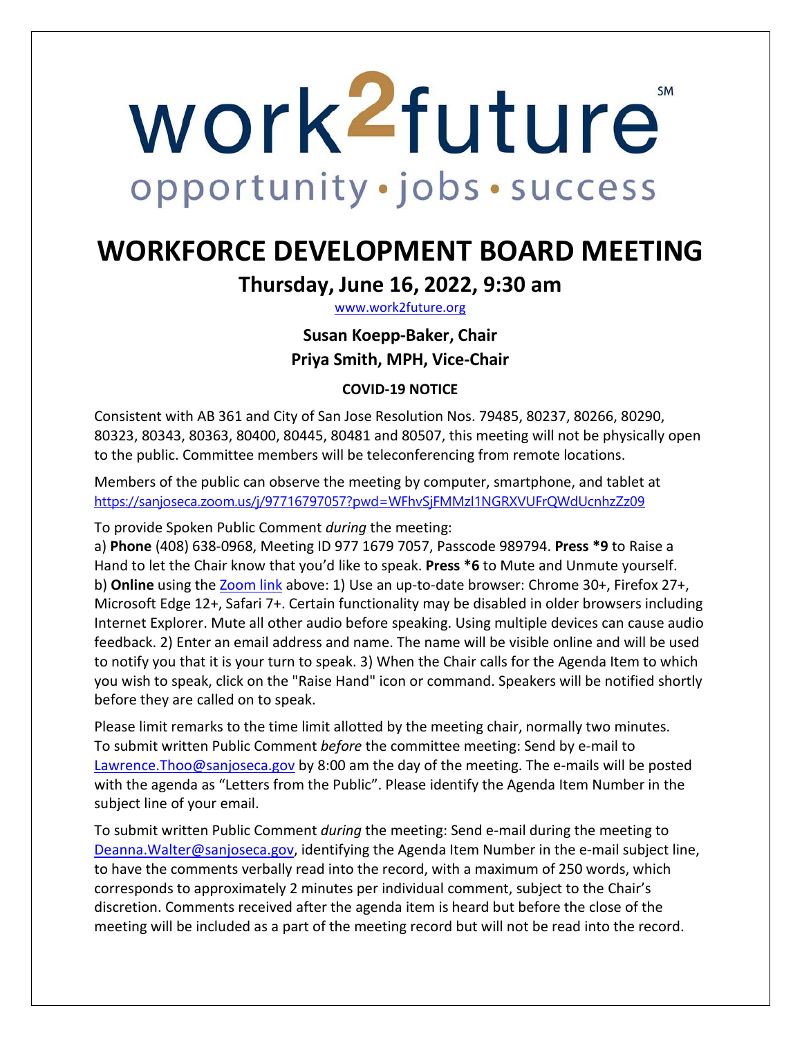# work2future℠

opportunity • jobs • success

# WORKFORCE DEVELOPMENT BOARD MEETING

## Thursday, June 16, 2022, 9:30 am

www.work2future.org

**Susan Koepp-Baker, Chair**
**Priya Smith, MPH, Vice-Chair**

**COVID-19 NOTICE**

Consistent with AB 361 and City of San Jose Resolution Nos. 79485, 80237, 80266, 80290, 80323, 80343, 80363, 80400, 80445, 80481 and 80507, this meeting will not be physically open to the public. Committee members will be teleconferencing from remote locations.

Members of the public can observe the meeting by computer, smartphone, and tablet at https://sanjoseca.zoom.us/j/97716797057?pwd=WFhvSjFMMzl1NGRXVUFrQWdUcnhzZz09

To provide Spoken Public Comment *during* the meeting:
a) **Phone** (408) 638-0968, Meeting ID 977 1679 7057, Passcode 989794. **Press *9** to Raise a Hand to let the Chair know that you'd like to speak. **Press *6** to Mute and Unmute yourself.
b) **Online** using the Zoom link above: 1) Use an up-to-date browser: Chrome 30+, Firefox 27+, Microsoft Edge 12+, Safari 7+. Certain functionality may be disabled in older browsers including Internet Explorer. Mute all other audio before speaking. Using multiple devices can cause audio feedback. 2) Enter an email address and name. The name will be visible online and will be used to notify you that it is your turn to speak. 3) When the Chair calls for the Agenda Item to which you wish to speak, click on the "Raise Hand" icon or command. Speakers will be notified shortly before they are called on to speak.

Please limit remarks to the time limit allotted by the meeting chair, normally two minutes. To submit written Public Comment *before* the committee meeting: Send by e-mail to Lawrence.Thoo@sanjoseca.gov by 8:00 am the day of the meeting. The e-mails will be posted with the agenda as "Letters from the Public". Please identify the Agenda Item Number in the subject line of your email.

To submit written Public Comment *during* the meeting: Send e-mail during the meeting to Deanna.Walter@sanjoseca.gov, identifying the Agenda Item Number in the e-mail subject line, to have the comments verbally read into the record, with a maximum of 250 words, which corresponds to approximately 2 minutes per individual comment, subject to the Chair's discretion. Comments received after the agenda item is heard but before the close of the meeting will be included as a part of the meeting record but will not be read into the record.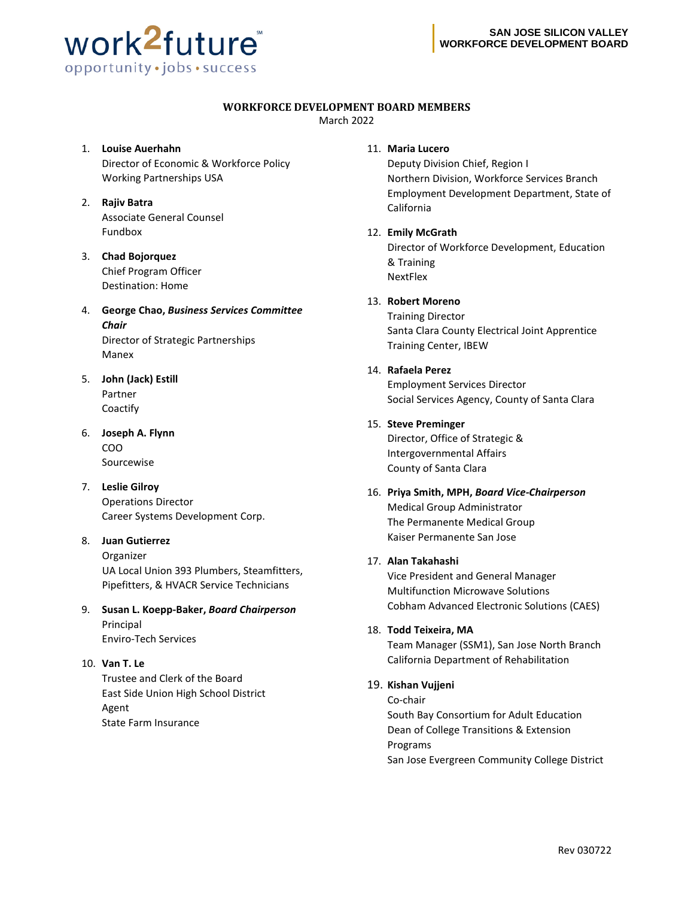**SAN JOSE SILICON VALLEY WORKFORCE DEVELOPMENT BOARD**

work2future℠
opportunity • jobs • success

# WORKFORCE DEVELOPMENT BOARD MEMBERS

March 2022

1. **Louise Auerhahn**
   Director of Economic & Workforce Policy
   Working Partnerships USA

2. **Rajiv Batra**
   Associate General Counsel
   Fundbox

3. **Chad Bojorquez**
   Chief Program Officer
   Destination: Home

4. **George Chao, *Business Services Committee Chair***
   Director of Strategic Partnerships
   Manex

5. **John (Jack) Estill**
   Partner
   Coactify

6. **Joseph A. Flynn**
   COO
   Sourcewise

7. **Leslie Gilroy**
   Operations Director
   Career Systems Development Corp.

8. **Juan Gutierrez**
   Organizer
   UA Local Union 393 Plumbers, Steamfitters, Pipefitters, & HVACR Service Technicians

9. **Susan L. Koepp-Baker, *Board Chairperson***
   Principal
   Enviro-Tech Services

10. **Van T. Le**
    Trustee and Clerk of the Board
    East Side Union High School District
    Agent
    State Farm Insurance

11. **Maria Lucero**
    Deputy Division Chief, Region I
    Northern Division, Workforce Services Branch
    Employment Development Department, State of California

12. **Emily McGrath**
    Director of Workforce Development, Education & Training
    NextFlex

13. **Robert Moreno**
    Training Director
    Santa Clara County Electrical Joint Apprentice Training Center, IBEW

14. **Rafaela Perez**
    Employment Services Director
    Social Services Agency, County of Santa Clara

15. **Steve Preminger**
    Director, Office of Strategic & Intergovernmental Affairs
    County of Santa Clara

16. **Priya Smith, MPH, *Board Vice-Chairperson***
    Medical Group Administrator
    The Permanente Medical Group
    Kaiser Permanente San Jose

17. **Alan Takahashi**
    Vice President and General Manager
    Multifunction Microwave Solutions
    Cobham Advanced Electronic Solutions (CAES)

18. **Todd Teixeira, MA**
    Team Manager (SSM1), San Jose North Branch
    California Department of Rehabilitation

19. **Kishan Vujjeni**
    Co-chair
    South Bay Consortium for Adult Education
    Dean of College Transitions & Extension Programs
    San Jose Evergreen Community College District

Rev 030722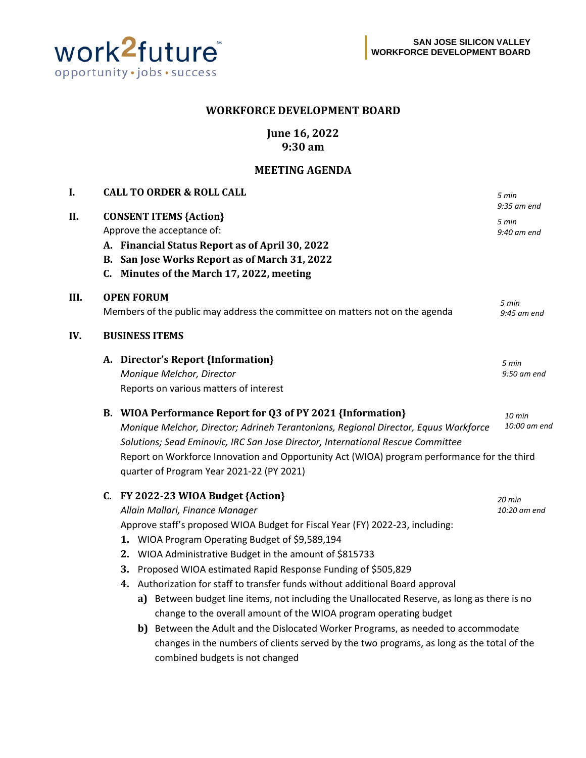work2future
opportunity • jobs • success

**SAN JOSE SILICON VALLEY WORKFORCE DEVELOPMENT BOARD**

# WORKFORCE DEVELOPMENT BOARD

**June 16, 2022**
**9:30 am**

## MEETING AGENDA

**I. CALL TO ORDER & ROLL CALL** — *5 min, 9:35 am end*

**II. CONSENT ITEMS {Action}** — *5 min, 9:40 am end*

Approve the acceptance of:

- **A. Financial Status Report as of April 30, 2022**
- **B. San Jose Works Report as of March 31, 2022**
- **C. Minutes of the March 17, 2022, meeting**

**III. OPEN FORUM** — *5 min, 9:45 am end*

Members of the public may address the committee on matters not on the agenda

**IV. BUSINESS ITEMS**

**A. Director's Report {Information}** — *5 min, 9:50 am end*

*Monique Melchor, Director*

Reports on various matters of interest

**B. WIOA Performance Report for Q3 of PY 2021 {Information}** — *10 min, 10:00 am end*

*Monique Melchor, Director; Adrineh Terantonians, Regional Director, Equus Workforce Solutions; Sead Eminovic, IRC San Jose Director, International Rescue Committee*

Report on Workforce Innovation and Opportunity Act (WIOA) program performance for the third quarter of Program Year 2021-22 (PY 2021)

**C. FY 2022-23 WIOA Budget {Action}** — *20 min, 10:20 am end*

*Allain Mallari, Finance Manager*

Approve staff's proposed WIOA Budget for Fiscal Year (FY) 2022-23, including:

1. WIOA Program Operating Budget of $9,589,194
2. WIOA Administrative Budget in the amount of $815733
3. Proposed WIOA estimated Rapid Response Funding of $505,829
4. Authorization for staff to transfer funds without additional Board approval
   - **a)** Between budget line items, not including the Unallocated Reserve, as long as there is no change to the overall amount of the WIOA program operating budget
   - **b)** Between the Adult and the Dislocated Worker Programs, as needed to accommodate changes in the numbers of clients served by the two programs, as long as the total of the combined budgets is not changed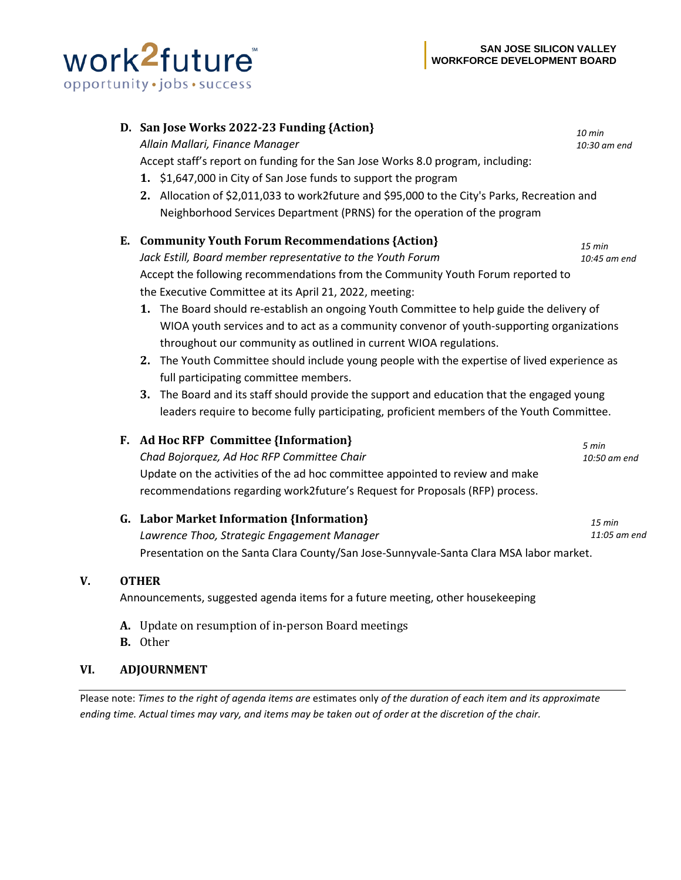**D. San Jose Works 2022-23 Funding {Action}**
*Allain Mallari, Finance Manager*
Accept staff's report on funding for the San Jose Works 8.0 program, including:

*10 min*
*10:30 am end*

1. $1,647,000 in City of San Jose funds to support the program
2. Allocation of $2,011,033 to work2future and $95,000 to the City's Parks, Recreation and Neighborhood Services Department (PRNS) for the operation of the program

**E. Community Youth Forum Recommendations {Action}**
*Jack Estill, Board member representative to the Youth Forum*
Accept the following recommendations from the Community Youth Forum reported to the Executive Committee at its April 21, 2022, meeting:

*15 min*
*10:45 am end*

1. The Board should re-establish an ongoing Youth Committee to help guide the delivery of WIOA youth services and to act as a community convenor of youth-supporting organizations throughout our community as outlined in current WIOA regulations.
2. The Youth Committee should include young people with the expertise of lived experience as full participating committee members.
3. The Board and its staff should provide the support and education that the engaged young leaders require to become fully participating, proficient members of the Youth Committee.

**F. Ad Hoc RFP Committee {Information}**
*Chad Bojorquez, Ad Hoc RFP Committee Chair*
Update on the activities of the ad hoc committee appointed to review and make recommendations regarding work2future's Request for Proposals (RFP) process.

*5 min*
*10:50 am end*

**G. Labor Market Information {Information}**
*Lawrence Thoo, Strategic Engagement Manager*
Presentation on the Santa Clara County/San Jose-Sunnyvale-Santa Clara MSA labor market.

*15 min*
*11:05 am end*

## V. OTHER

Announcements, suggested agenda items for a future meeting, other housekeeping

**A.** Update on resumption of in-person Board meetings
**B.** Other

## VI. ADJOURNMENT

Please note: *Times to the right of agenda items are* estimates only *of the duration of each item and its approximate ending time. Actual times may vary, and items may be taken out of order at the discretion of the chair.*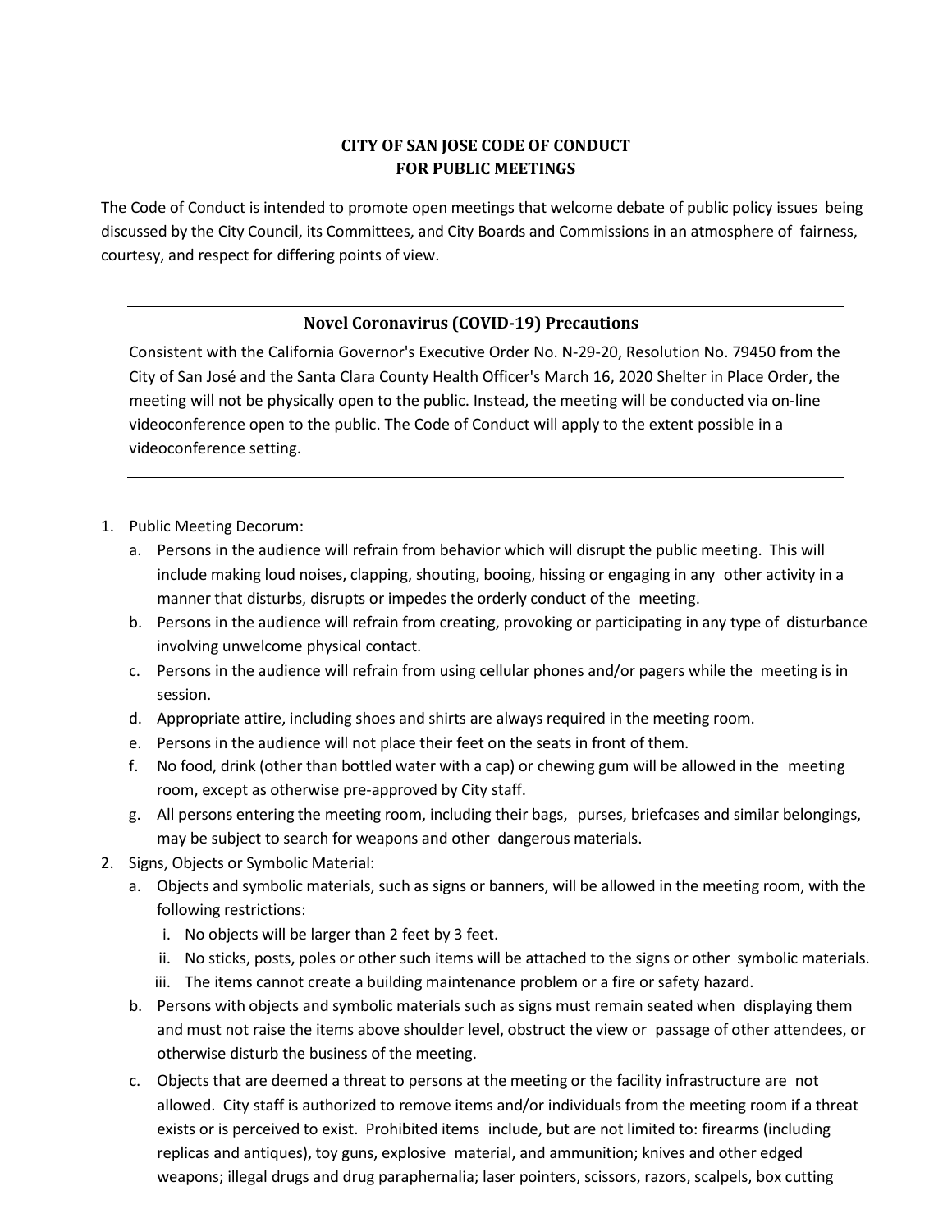**CITY OF SAN JOSE CODE OF CONDUCT**
**FOR PUBLIC MEETINGS**

The Code of Conduct is intended to promote open meetings that welcome debate of public policy issues being discussed by the City Council, its Committees, and City Boards and Commissions in an atmosphere of fairness, courtesy, and respect for differing points of view.

---

**Novel Coronavirus (COVID-19) Precautions**

Consistent with the California Governor's Executive Order No. N-29-20, Resolution No. 79450 from the City of San José and the Santa Clara County Health Officer's March 16, 2020 Shelter in Place Order, the meeting will not be physically open to the public. Instead, the meeting will be conducted via on-line videoconference open to the public. The Code of Conduct will apply to the extent possible in a videoconference setting.

---

1. Public Meeting Decorum:
   a. Persons in the audience will refrain from behavior which will disrupt the public meeting. This will include making loud noises, clapping, shouting, booing, hissing or engaging in any other activity in a manner that disturbs, disrupts or impedes the orderly conduct of the meeting.
   b. Persons in the audience will refrain from creating, provoking or participating in any type of disturbance involving unwelcome physical contact.
   c. Persons in the audience will refrain from using cellular phones and/or pagers while the meeting is in session.
   d. Appropriate attire, including shoes and shirts are always required in the meeting room.
   e. Persons in the audience will not place their feet on the seats in front of them.
   f. No food, drink (other than bottled water with a cap) or chewing gum will be allowed in the meeting room, except as otherwise pre-approved by City staff.
   g. All persons entering the meeting room, including their bags, purses, briefcases and similar belongings, may be subject to search for weapons and other dangerous materials.
2. Signs, Objects or Symbolic Material:
   a. Objects and symbolic materials, such as signs or banners, will be allowed in the meeting room, with the following restrictions:
      i. No objects will be larger than 2 feet by 3 feet.
      ii. No sticks, posts, poles or other such items will be attached to the signs or other symbolic materials.
      iii. The items cannot create a building maintenance problem or a fire or safety hazard.
   b. Persons with objects and symbolic materials such as signs must remain seated when displaying them and must not raise the items above shoulder level, obstruct the view or passage of other attendees, or otherwise disturb the business of the meeting.
   c. Objects that are deemed a threat to persons at the meeting or the facility infrastructure are not allowed. City staff is authorized to remove items and/or individuals from the meeting room if a threat exists or is perceived to exist. Prohibited items include, but are not limited to: firearms (including replicas and antiques), toy guns, explosive material, and ammunition; knives and other edged weapons; illegal drugs and drug paraphernalia; laser pointers, scissors, razors, scalpels, box cutting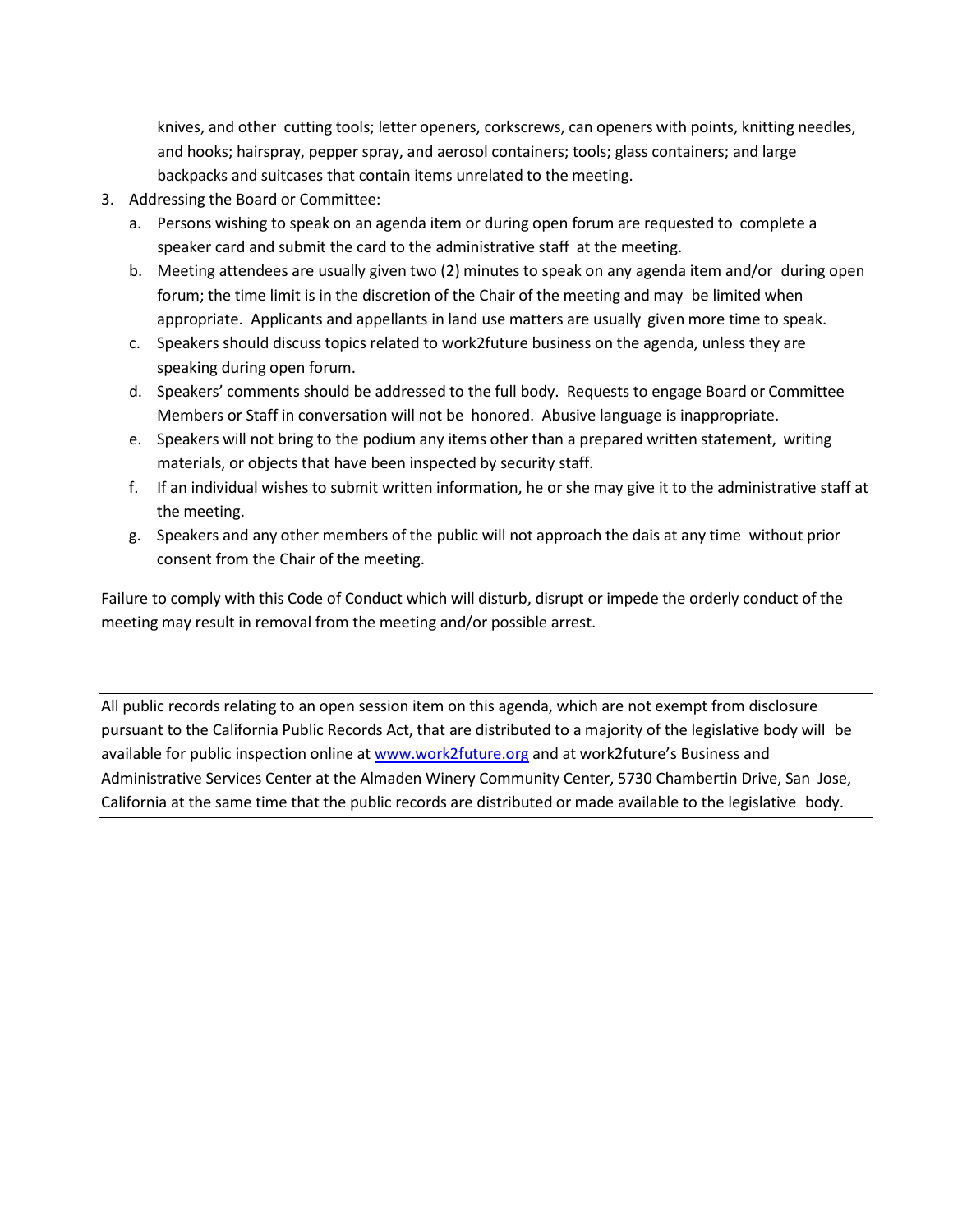knives, and other cutting tools; letter openers, corkscrews, can openers with points, knitting needles, and hooks; hairspray, pepper spray, and aerosol containers; tools; glass containers; and large backpacks and suitcases that contain items unrelated to the meeting.

3. Addressing the Board or Committee:
   a. Persons wishing to speak on an agenda item or during open forum are requested to complete a speaker card and submit the card to the administrative staff at the meeting.
   b. Meeting attendees are usually given two (2) minutes to speak on any agenda item and/or during open forum; the time limit is in the discretion of the Chair of the meeting and may be limited when appropriate. Applicants and appellants in land use matters are usually given more time to speak.
   c. Speakers should discuss topics related to work2future business on the agenda, unless they are speaking during open forum.
   d. Speakers' comments should be addressed to the full body. Requests to engage Board or Committee Members or Staff in conversation will not be honored. Abusive language is inappropriate.
   e. Speakers will not bring to the podium any items other than a prepared written statement, writing materials, or objects that have been inspected by security staff.
   f. If an individual wishes to submit written information, he or she may give it to the administrative staff at the meeting.
   g. Speakers and any other members of the public will not approach the dais at any time without prior consent from the Chair of the meeting.

Failure to comply with this Code of Conduct which will disturb, disrupt or impede the orderly conduct of the meeting may result in removal from the meeting and/or possible arrest.

---

All public records relating to an open session item on this agenda, which are not exempt from disclosure pursuant to the California Public Records Act, that are distributed to a majority of the legislative body will be available for public inspection online at [www.work2future.org](http://www.work2future.org) and at work2future's Business and Administrative Services Center at the Almaden Winery Community Center, 5730 Chambertin Drive, San Jose, California at the same time that the public records are distributed or made available to the legislative body.

---